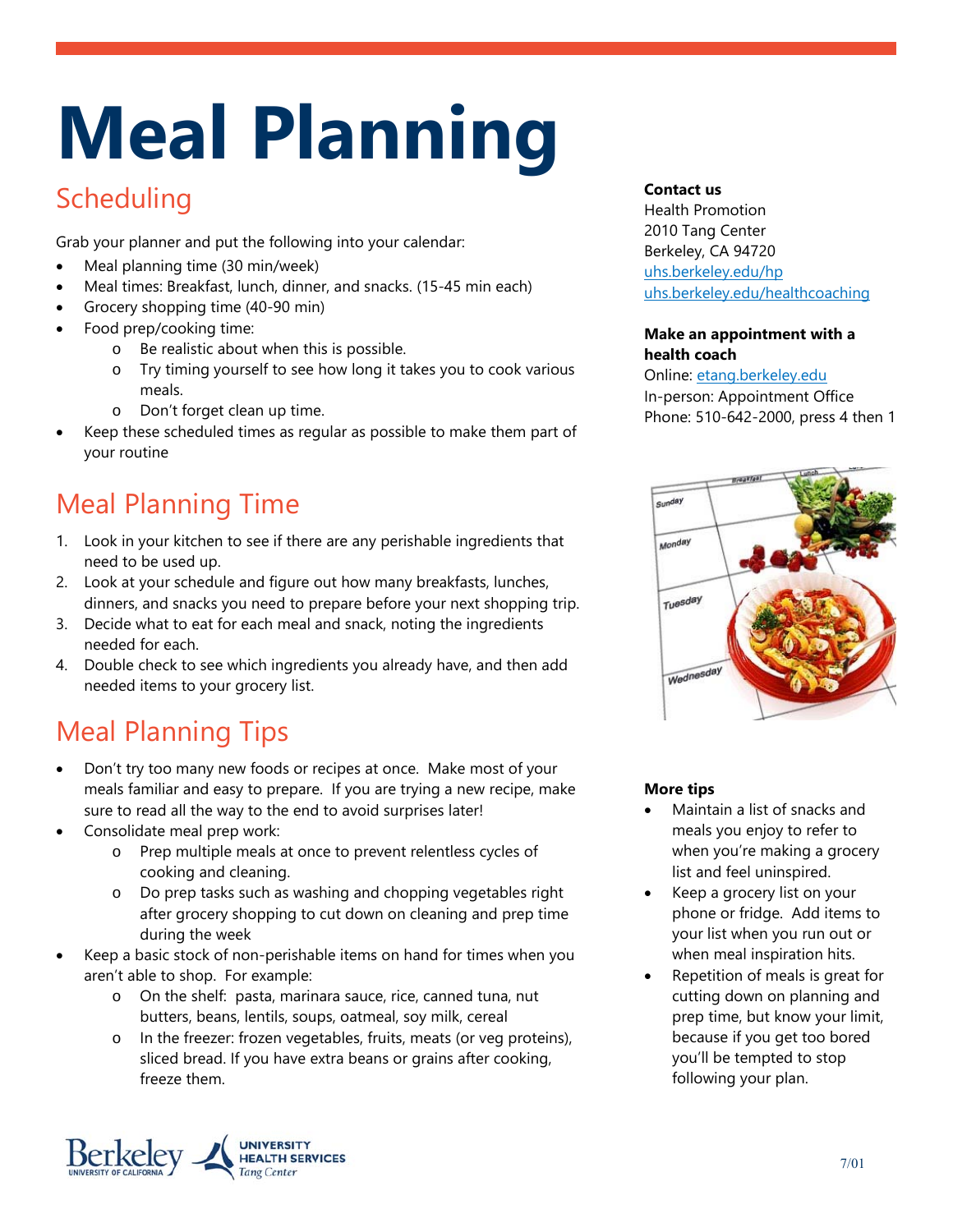# Meal Planning

## Scheduling

Grab your planner and put the following into your calendar:

- Meal planning time (30 min/week)
- Meal times: Breakfast, lunch, dinner, and snacks. (15-45 min each)
- Grocery shopping time (40-90 min)
- Food prep/cooking time:
  - Be realistic about when this is possible.
  - Try timing yourself to see how long it takes you to cook various meals.
  - Don't forget clean up time.
- Keep these scheduled times as regular as possible to make them part of your routine

## Meal Planning Time

1. Look in your kitchen to see if there are any perishable ingredients that need to be used up.
2. Look at your schedule and figure out how many breakfasts, lunches, dinners, and snacks you need to prepare before your next shopping trip.
3. Decide what to eat for each meal and snack, noting the ingredients needed for each.
4. Double check to see which ingredients you already have, and then add needed items to your grocery list.

## Meal Planning Tips

- Don't try too many new foods or recipes at once. Make most of your meals familiar and easy to prepare. If you are trying a new recipe, make sure to read all the way to the end to avoid surprises later!
- Consolidate meal prep work:
  - Prep multiple meals at once to prevent relentless cycles of cooking and cleaning.
  - Do prep tasks such as washing and chopping vegetables right after grocery shopping to cut down on cleaning and prep time during the week
- Keep a basic stock of non-perishable items on hand for times when you aren't able to shop. For example:
  - On the shelf: pasta, marinara sauce, rice, canned tuna, nut butters, beans, lentils, soups, oatmeal, soy milk, cereal
  - In the freezer: frozen vegetables, fruits, meats (or veg proteins), sliced bread. If you have extra beans or grains after cooking, freeze them.

**Contact us**
Health Promotion
2010 Tang Center
Berkeley, CA 94720
uhs.berkeley.edu/hp
uhs.berkeley.edu/healthcoaching

**Make an appointment with a health coach**
Online: etang.berkeley.edu
In-person: Appointment Office
Phone: 510-642-2000, press 4 then 1

**More tips**

- Maintain a list of snacks and meals you enjoy to refer to when you're making a grocery list and feel uninspired.
- Keep a grocery list on your phone or fridge. Add items to your list when you run out or when meal inspiration hits.
- Repetition of meals is great for cutting down on planning and prep time, but know your limit, because if you get too bored you'll be tempted to stop following your plan.

Berkeley University of California | University Health Services Tang Center

7/01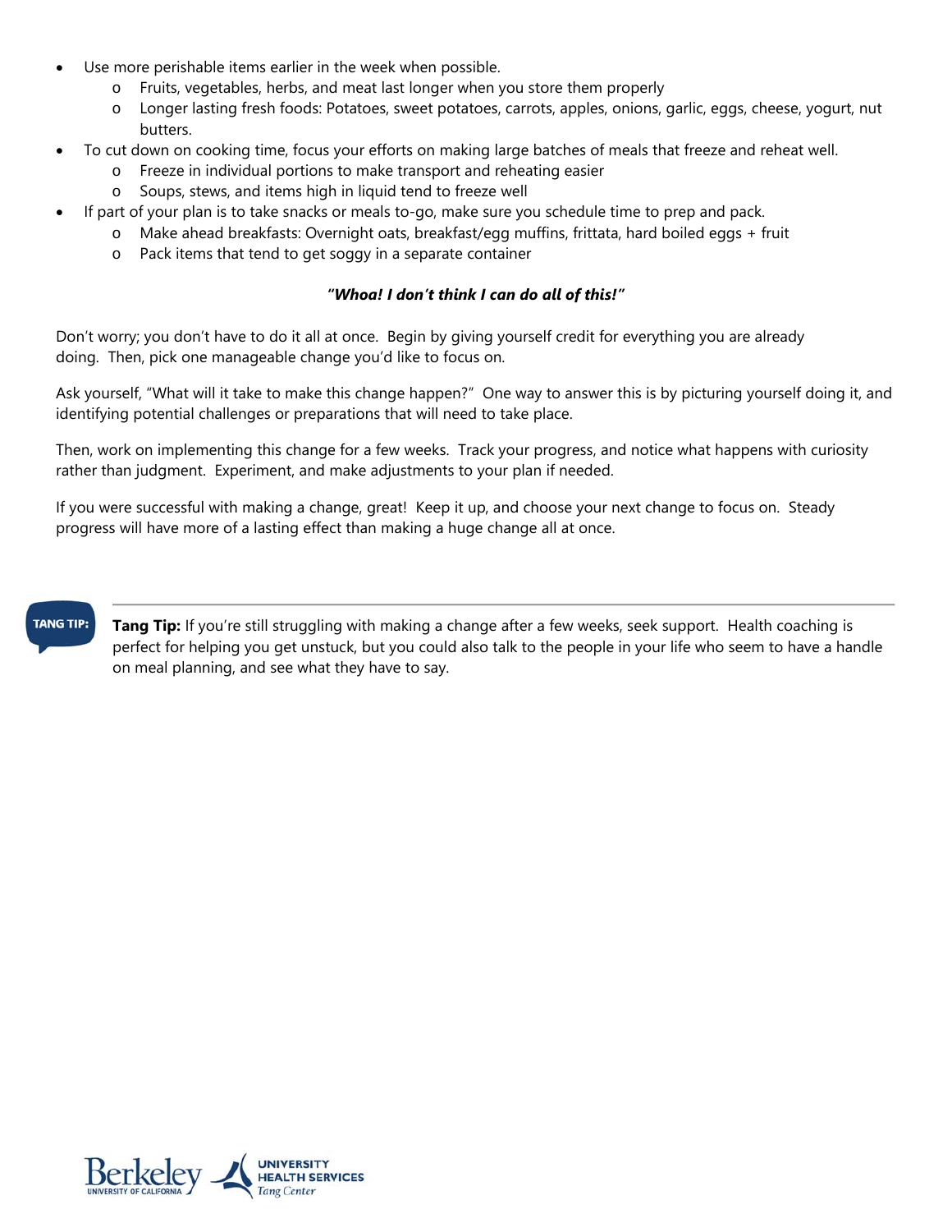- Use more perishable items earlier in the week when possible.
    - Fruits, vegetables, herbs, and meat last longer when you store them properly
    - Longer lasting fresh foods: Potatoes, sweet potatoes, carrots, apples, onions, garlic, eggs, cheese, yogurt, nut butters.
- To cut down on cooking time, focus your efforts on making large batches of meals that freeze and reheat well.
    - Freeze in individual portions to make transport and reheating easier
    - Soups, stews, and items high in liquid tend to freeze well
- If part of your plan is to take snacks or meals to-go, make sure you schedule time to prep and pack.
    - Make ahead breakfasts: Overnight oats, breakfast/egg muffins, frittata, hard boiled eggs + fruit
    - Pack items that tend to get soggy in a separate container

***"Whoa! I don't think I can do all of this!"***

Don't worry; you don't have to do it all at once. Begin by giving yourself credit for everything you are already doing. Then, pick one manageable change you'd like to focus on.

Ask yourself, "What will it take to make this change happen?" One way to answer this is by picturing yourself doing it, and identifying potential challenges or preparations that will need to take place.

Then, work on implementing this change for a few weeks. Track your progress, and notice what happens with curiosity rather than judgment. Experiment, and make adjustments to your plan if needed.

If you were successful with making a change, great! Keep it up, and choose your next change to focus on. Steady progress will have more of a lasting effect than making a huge change all at once.

TANG TIP:

**Tang Tip:** If you're still struggling with making a change after a few weeks, seek support. Health coaching is perfect for helping you get unstuck, but you could also talk to the people in your life who seem to have a handle on meal planning, and see what they have to say.

Berkeley UNIVERSITY OF CALIFORNIA | UNIVERSITY HEALTH SERVICES Tang Center